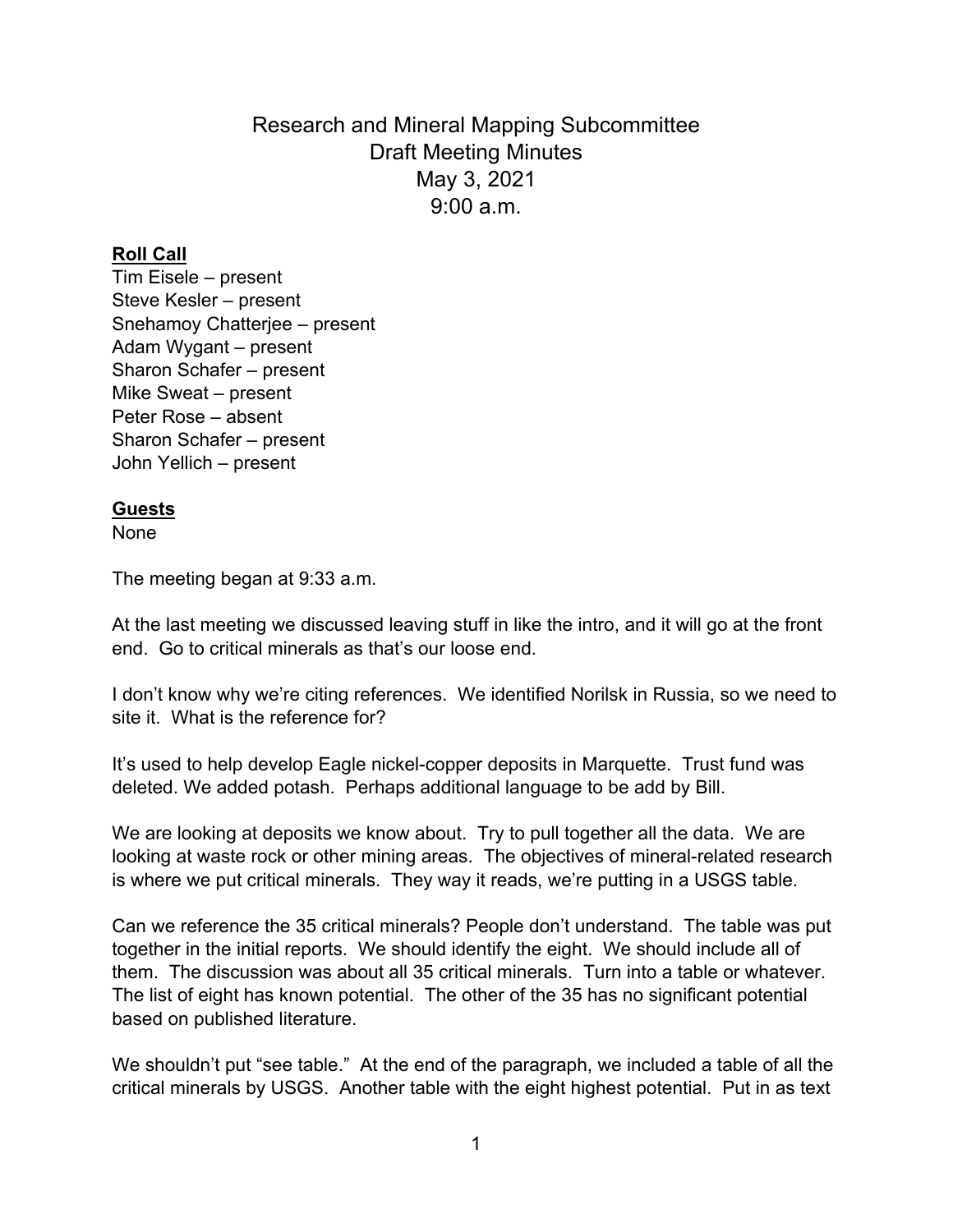# Research and Mineral Mapping Subcommittee
# Draft Meeting Minutes
# May 3, 2021
# 9:00 a.m.

**Roll Call**

Tim Eisele – present
Steve Kesler – present
Snehamoy Chatterjee – present
Adam Wygant – present
Sharon Schafer – present
Mike Sweat – present
Peter Rose – absent
Sharon Schafer – present
John Yellich – present

**Guests**

None

The meeting began at 9:33 a.m.

At the last meeting we discussed leaving stuff in like the intro, and it will go at the front end. Go to critical minerals as that's our loose end.

I don't know why we're citing references. We identified Norilsk in Russia, so we need to site it. What is the reference for?

It's used to help develop Eagle nickel-copper deposits in Marquette. Trust fund was deleted. We added potash. Perhaps additional language to be add by Bill.

We are looking at deposits we know about. Try to pull together all the data. We are looking at waste rock or other mining areas. The objectives of mineral-related research is where we put critical minerals. They way it reads, we're putting in a USGS table.

Can we reference the 35 critical minerals? People don't understand. The table was put together in the initial reports. We should identify the eight. We should include all of them. The discussion was about all 35 critical minerals. Turn into a table or whatever. The list of eight has known potential. The other of the 35 has no significant potential based on published literature.

We shouldn't put "see table." At the end of the paragraph, we included a table of all the critical minerals by USGS. Another table with the eight highest potential. Put in as text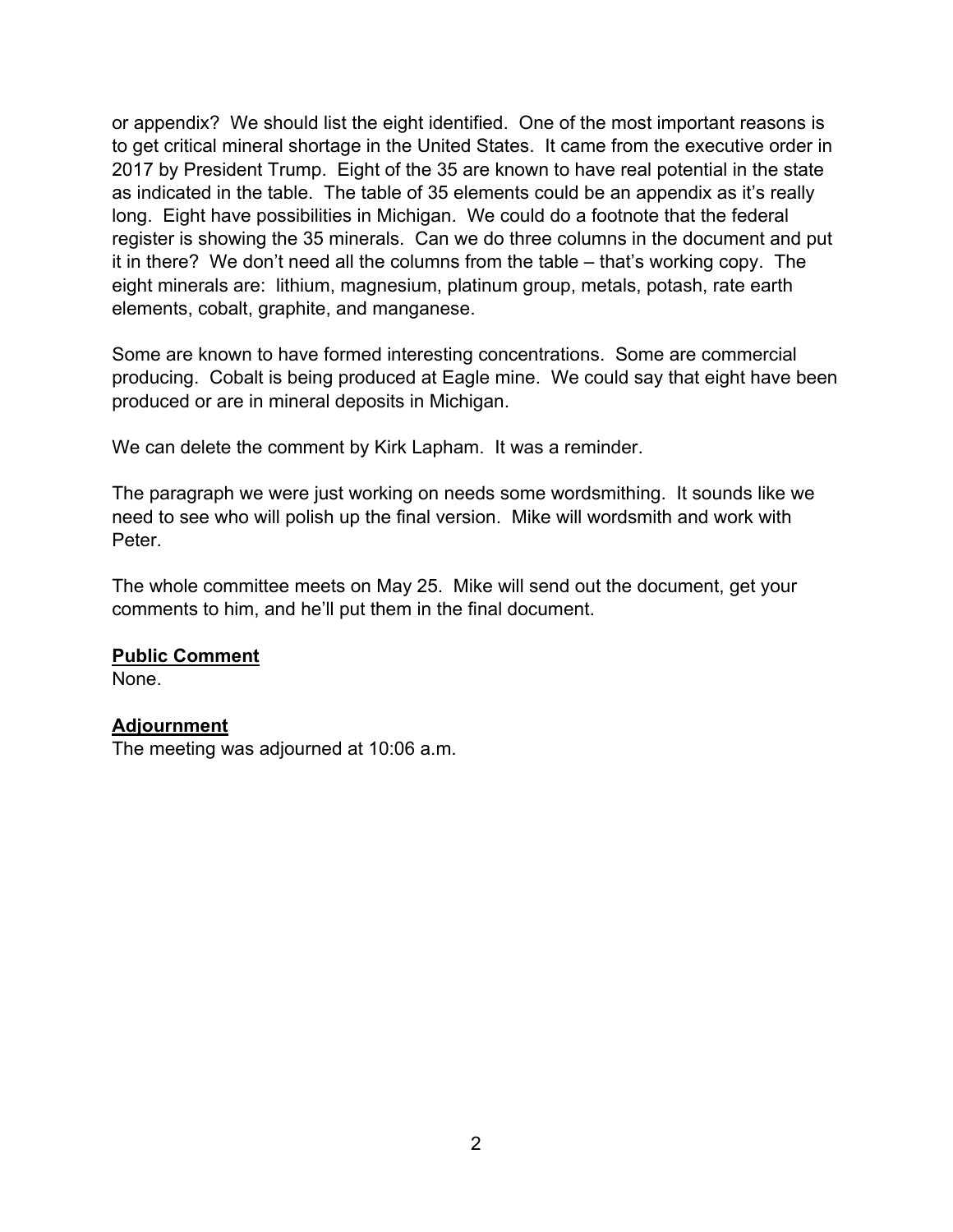or appendix? We should list the eight identified. One of the most important reasons is to get critical mineral shortage in the United States. It came from the executive order in 2017 by President Trump. Eight of the 35 are known to have real potential in the state as indicated in the table. The table of 35 elements could be an appendix as it's really long. Eight have possibilities in Michigan. We could do a footnote that the federal register is showing the 35 minerals. Can we do three columns in the document and put it in there? We don't need all the columns from the table – that's working copy. The eight minerals are: lithium, magnesium, platinum group, metals, potash, rate earth elements, cobalt, graphite, and manganese.

Some are known to have formed interesting concentrations. Some are commercial producing. Cobalt is being produced at Eagle mine. We could say that eight have been produced or are in mineral deposits in Michigan.

We can delete the comment by Kirk Lapham. It was a reminder.

The paragraph we were just working on needs some wordsmithing. It sounds like we need to see who will polish up the final version. Mike will wordsmith and work with Peter.

The whole committee meets on May 25. Mike will send out the document, get your comments to him, and he'll put them in the final document.

**Public Comment**

None.

**Adjournment**

The meeting was adjourned at 10:06 a.m.